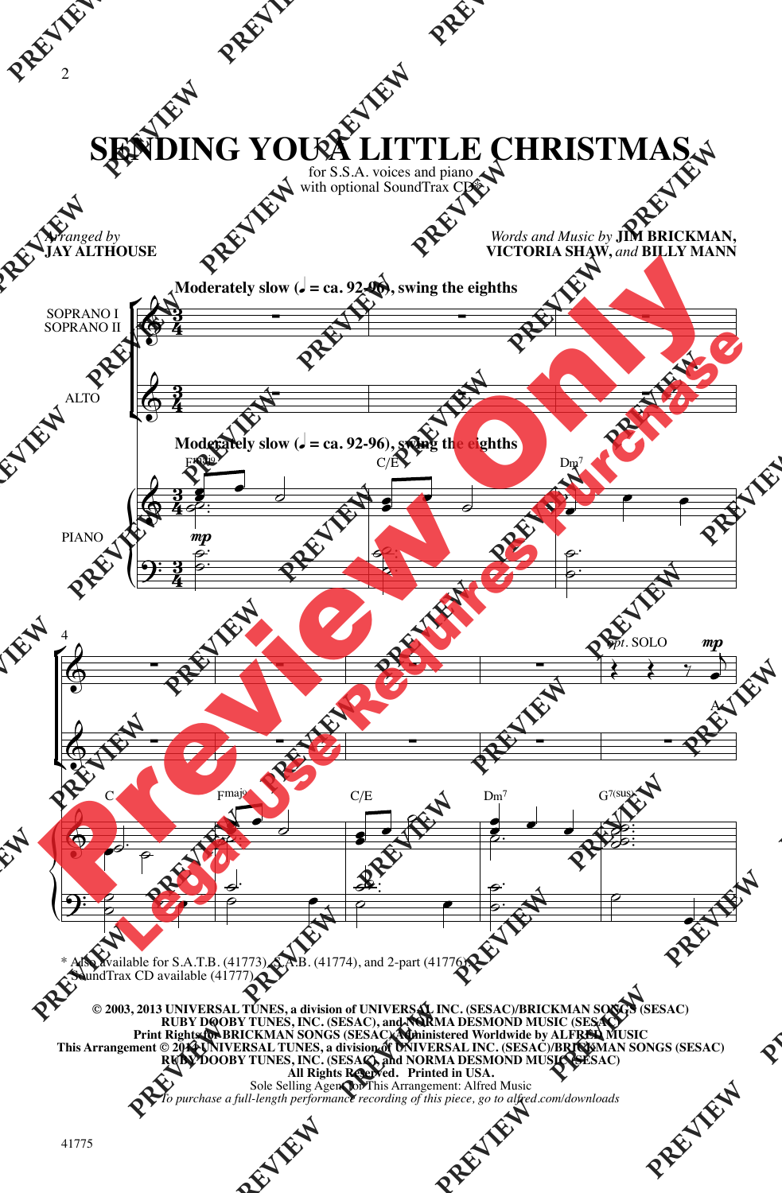# SENDING YOU A LITTLE CHRISTMAS

for S.S.A. voices and piano
with optional SoundTrax CD*

*Arranged by*
**JAY ALTHOUSE**

*Words and Music by* **JIM BRICKMAN, VICTORIA SHAW,** *and* **BILLY MANN**

**Moderately slow (♩ = ca. 92-96), swing the eighths**

SOPRANO I
SOPRANO II

ALTO

PIANO

Fmaj9 C/E Dm7

C Fmaj9 C/E Dm7 G7(sus)

*Opt.* SOLO *mp*

\* Also available for S.A.T.B. (41773), S.A.B. (41774), and 2-part (41776).
SoundTrax CD available (41777).

**© 2003, 2013 UNIVERSAL TUNES, a division of UNIVERSAL INC. (SESAC)/BRICKMAN SONGS (SESAC) RUBY DOOBY TUNES, INC. (SESAC), and NORMA DESMOND MUSIC (SESAC)**
**Print Rights for BRICKMAN SONGS (SESAC) Administered Worldwide by ALFRED MUSIC**
**This Arrangement © 2014 UNIVERSAL TUNES, a division of UNIVERSAL INC. (SESAC)/BRICKMAN SONGS (SESAC) RUBY DOOBY TUNES, INC. (SESAC), and NORMA DESMOND MUSIC (SESAC)**
**All Rights Reserved. Printed in USA.**
Sole Selling Agent for This Arrangement: Alfred Music
*To purchase a full-length performance recording of this piece, go to alfred.com/downloads*

41775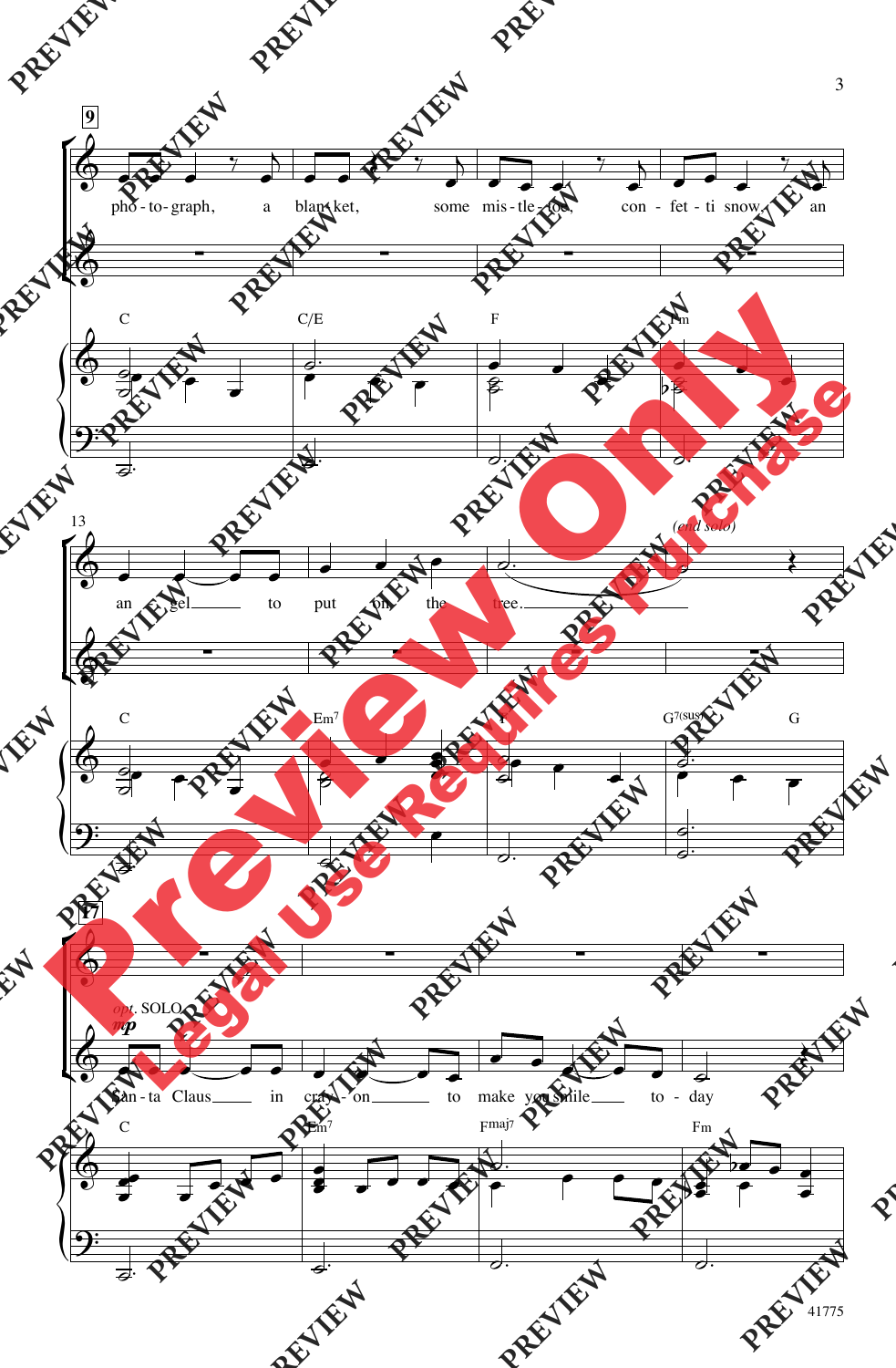9

pho - to - graph, a blan - ket, some mis - tle - toe, con - fet - ti snow, an

C C/E F Fm

13

an - gel to put on the tree.

(end solo)

C Em7 F G7(sus) G

17

opt. SOLO

mp

San - ta Claus in cray - on to make you smile to - day

C Em7 Fmaj7 Fm

41775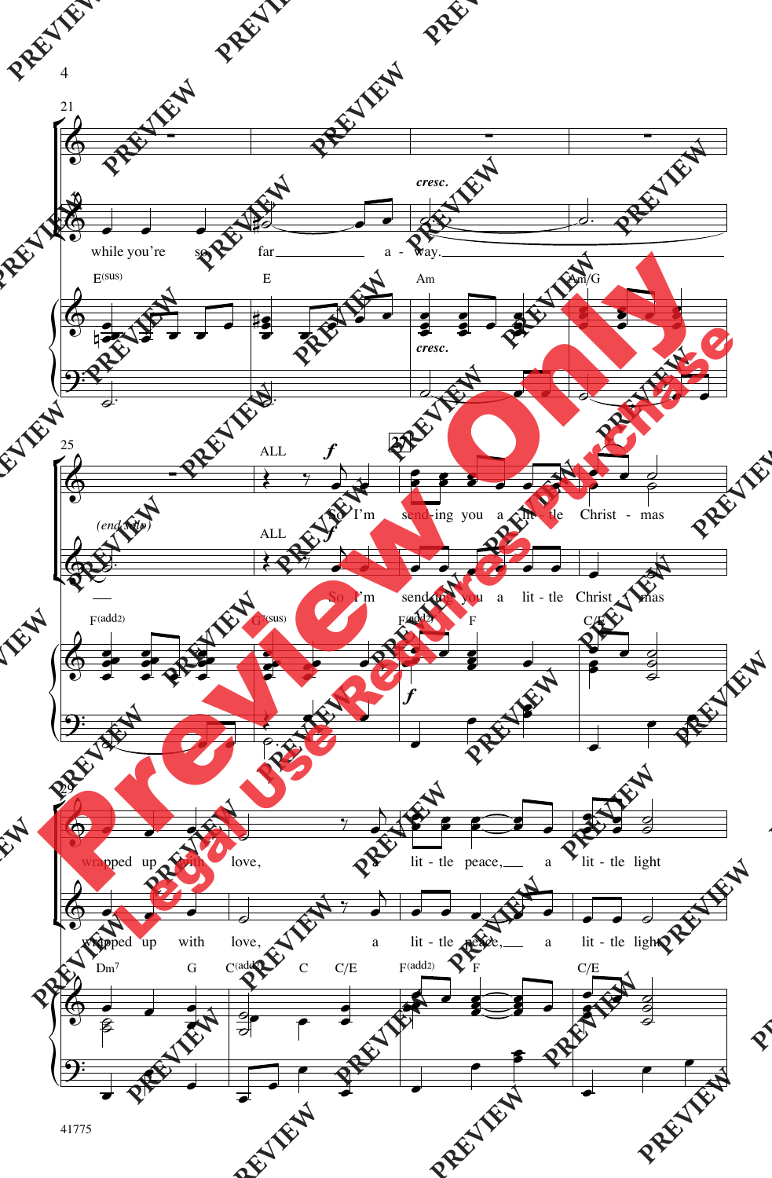21

while you're so far a - way.

*cresc.*

E(sus) E Am Am/G

25

*(end solo)*

ALL *f* 27

So I'm send-ing you a lit - tle Christ - mas

F(add2) G7(sus) F(add2) F C/E

29

wrapped up with love, a lit - tle peace, a lit - tle light

Dm7 G C(add2) C C/E F(add2) F C/E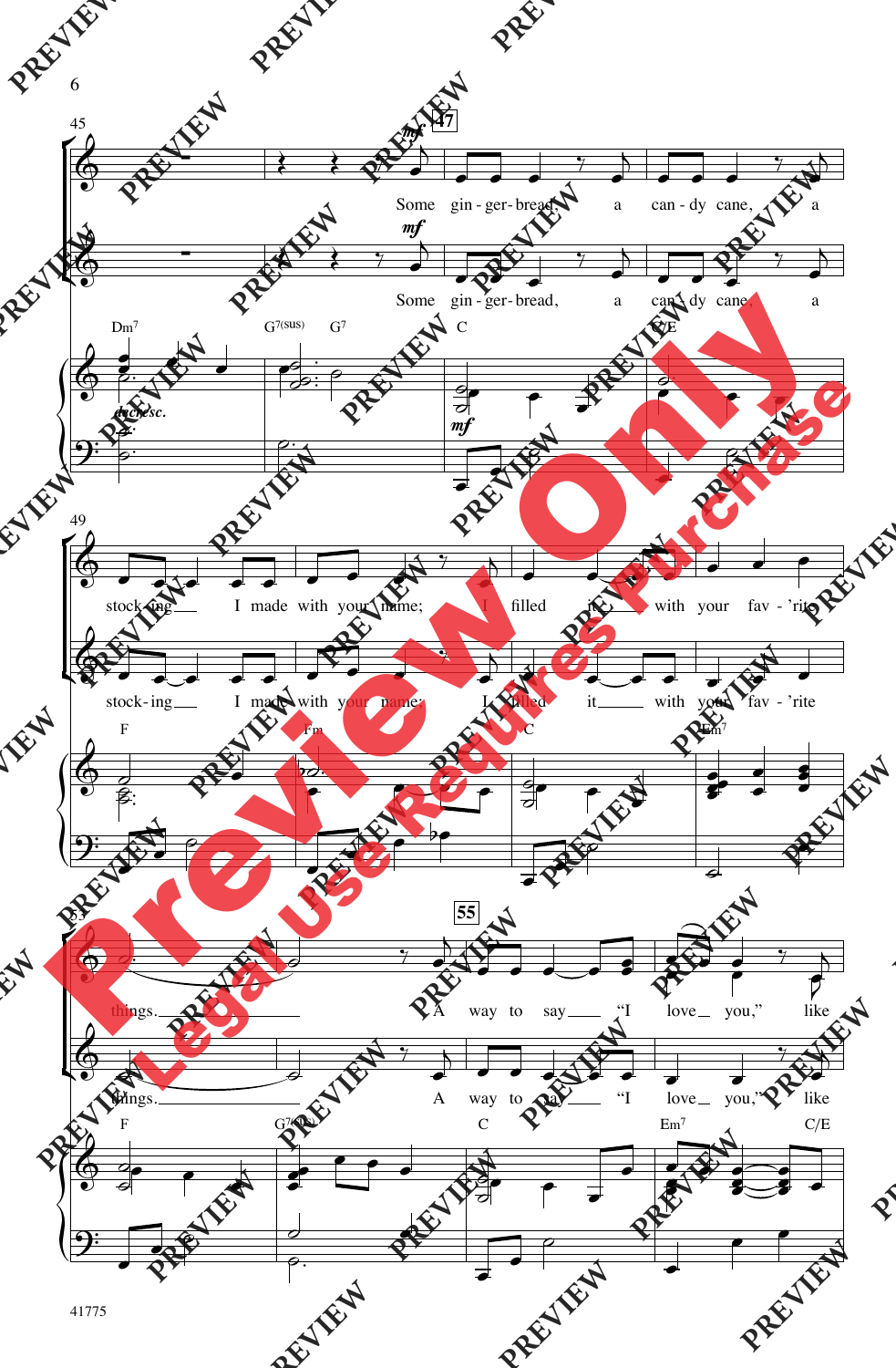Some gin - ger - bread, a can - dy cane, a stock - ing I made with your name; I filled it with your fav - 'rite things. A way to say "I love you," like

Dm7 G7(sus) G7 C C/E F Fm C Em7 F G7(sus) C Em7 C/E

Preview Only

Legal Use Requires Purchase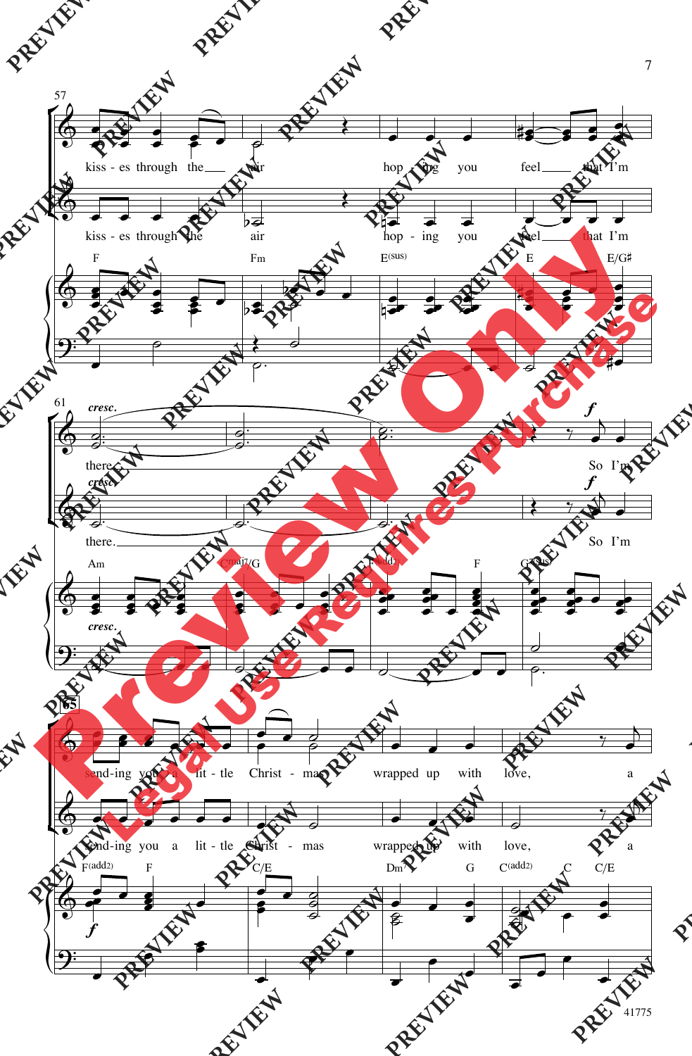57

kiss - es through the air hop - ing you feel that I'm

kiss - es through the air hop - ing you feel that I'm

F Fm E(sus) E E/G♯

61

*cresc.*

there. So I'm

there. So I'm

Am Cmaj7/G F(add2) F G7(sus)

65

send-ing you a lit - tle Christ - mas wrapped up with love, a

send-ing you a lit - tle Christ - mas wrapped up with love, a

F(add2) F C/E Dm G C(add2) C C/E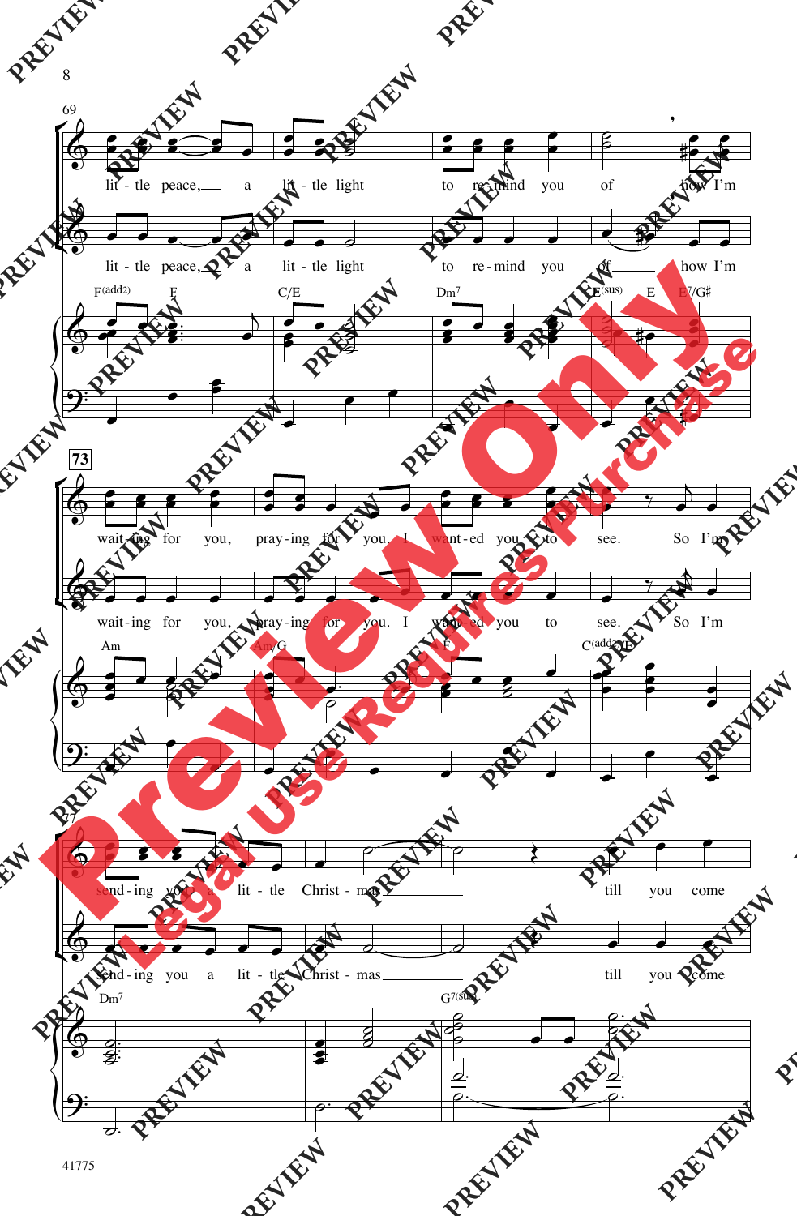69

lit - tle peace, a lit - tle light to re - mind you of how I'm

lit - tle peace, a lit - tle light to re - mind you of how I'm

F(add2) F C/E Dm7 E(sus) E E7/G♯

73

wait - ing for you, pray - ing for you. I want - ed you to see. So I'm

wait - ing for you, pray - ing for you. I want - ed you to see. So I'm

Am Am/G F C(add2)/E

77

send - ing you a lit - tle Christ - mas till you come

send - ing you a lit - tle Christ - mas till you come

Dm7 G7(sus)

41775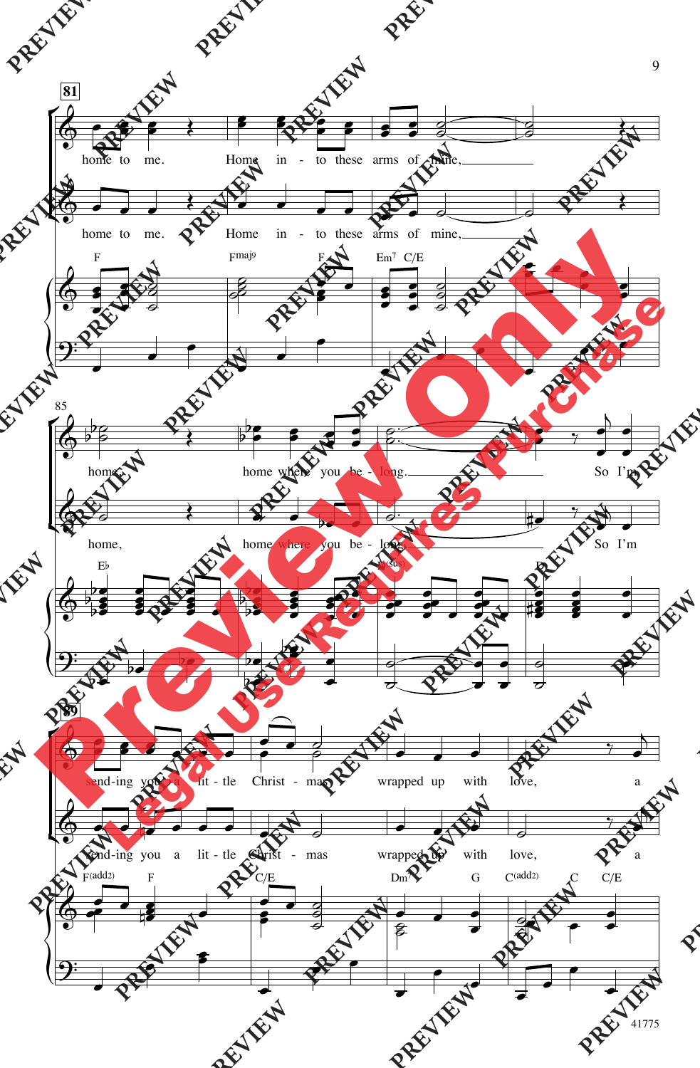81

home to me. Home in - to these arms of mine,

F — Fmaj9 — F — Em7 C/E

85

home, home where you be - long. So I'm

E♭ — D(sus) — D

89

send-ing you a lit - tle Christ - mas wrapped up with love, a

F(add2) F — C/E — Dm7 G — C(add2) C C/E

Preview Only

Legal Use Requires Purchase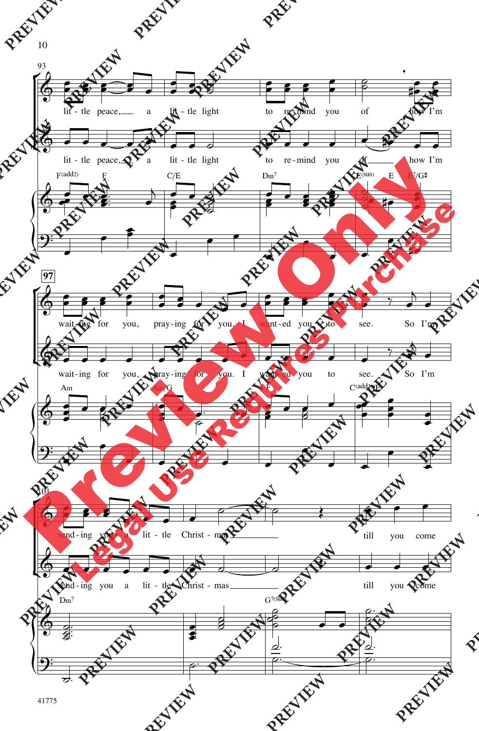93

lit - tle peace, a lit - tle light to re - mind you of how I'm

97

wait - ing for you, pray - ing for you. I want - ed you to see. So I'm

101

send - ing you a lit - tle Christ - mas till you come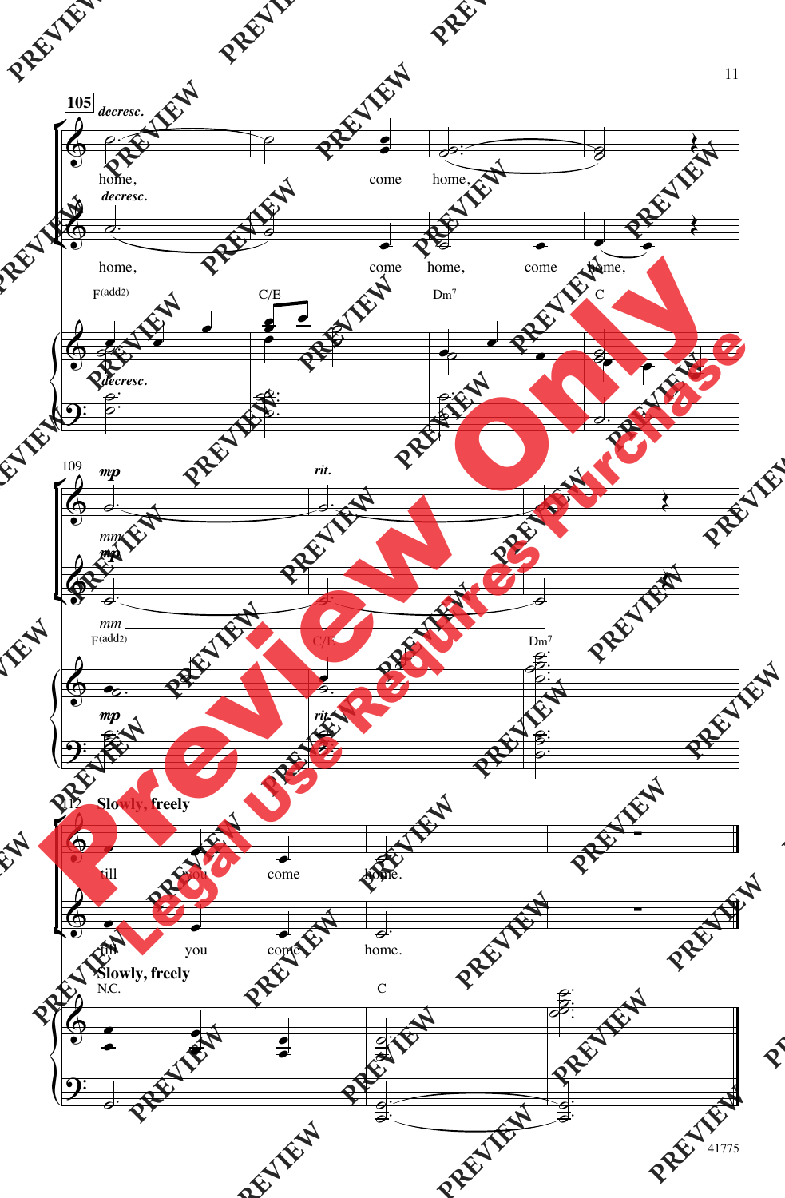105 *decresc.*

home, come home,

*decresc.*

home, come home, come home,

F(add2) C/E Dm7 C

*decresc.*

109 *mp* *rit.*

mm

*mp*

mm

F(add2) C/E Dm7

*mp* *rit.*

112 **Slowly, freely**

till you come home.

till you come home.

**Slowly, freely**

N.C. C